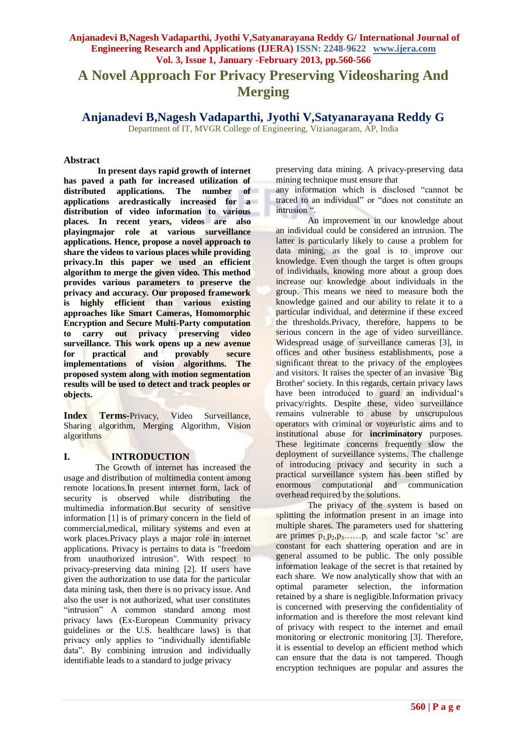# A Novel Approach For Privacy Preserving Videosharing And Merging

## Anjanadevi B,Nagesh Vadaparthi, Jyothi V,Satyanarayana Reddy G

Department of IT, MVGR College of Engineering, Vizianagaram, AP, India

### Abstract

**In present days rapid growth of internet has paved a path for increased utilization of distributed applications. The number of applications aredrastically increased for a distribution of video information to various places. In recent years, videos are also playingmajor role at various surveillance applications. Hence, propose a novel approach to share the videos to various places while providing privacy.In this paper we used an efficient algorithm to merge the given video. This method provides various parameters to preserve the privacy and accuracy. Our proposed framework is highly efficient than various existing approaches like Smart Cameras, Homomorphic Encryption and Secure Multi-Party computation to carry out privacy preserving video surveillance. This work opens up a new avenue for practical and provably secure implementations of vision algorithms. The proposed system along with motion segmentation results will be used to detect and track peoples or objects.**

**Index Terms-**Privacy, Video Surveillance, Sharing algorithm, Merging Algorithm, Vision algorithms

## I. INTRODUCTION

The Growth of internet has increased the usage and distribution of multimedia content among remote locations.In present internet form, lack of security is observed while distributing the multimedia information.But security of sensitive information [1] is of primary concern in the field of commercial,medical, military systems and even at work places.Privacy plays a major role in internet applications. Privacy is pertains to data is "freedom from unauthorized intrusion". With respect to privacy-preserving data mining [2]. If users have given the authorization to use data for the particular data mining task, then there is no privacy issue. And also the user is not authorized, what user constitutes "intrusion" A common standard among most privacy laws (Ex-European Community privacy guidelines or the U.S. healthcare laws) is that privacy only applies to "individually identifiable data". By combining intrusion and individually identifiable leads to a standard to judge privacy preserving data mining. A privacy-preserving data mining technique must ensure that any information which is disclosed "cannot be traced to an individual" or "does not constitute an intrusion ".

An improvement in our knowledge about an individual could be considered an intrusion. The latter is particularly likely to cause a problem for data mining, as the goal is to improve our knowledge. Even though the target is often groups of individuals, knowing more about a group does increase our knowledge about individuals in the group. This means we need to measure both the knowledge gained and our ability to relate it to a particular individual, and determine if these exceed the thresholds.Privacy, therefore, happens to be serious concern in the age of video surveillance. Widespread usage of surveillance cameras [3], in offices and other business establishments, pose a significant threat to the privacy of the employees and visitors. It raises the specter of an invasive `Big Brother' society. In this regards, certain privacy laws have been introduced to guard an individual's privacy/rights. Despite these, video surveillance remains vulnerable to abuse by unscrupulous operators with criminal or voyeuristic aims and to institutional abuse for **incriminatory** purposes. These legitimate concerns frequently slow the deployment of surveillance systems. The challenge of introducing privacy and security in such a practical surveillance system has been stifled by enormous computational and communication overhead required by the solutions.

The privacy of the system is based on splitting the information present in an image into multiple shares. The parameters used for shattering are primes $p_1,p_2,p_3\ldots\ldots p_i$ and scale factor 'sc' are constant for each shattering operation and are in general assumed to be public. The only possible information leakage of the secret is that retained by each share. We now analytically show that with an optimal parameter selection, the information retained by a share is negligible.Information privacy is concerned with preserving the confidentiality of information and is therefore the most relevant kind of privacy with respect to the internet and email monitoring or electronic monitoring [3]. Therefore, it is essential to develop an efficient method which can ensure that the data is not tampered. Though encryption techniques are popular and assures the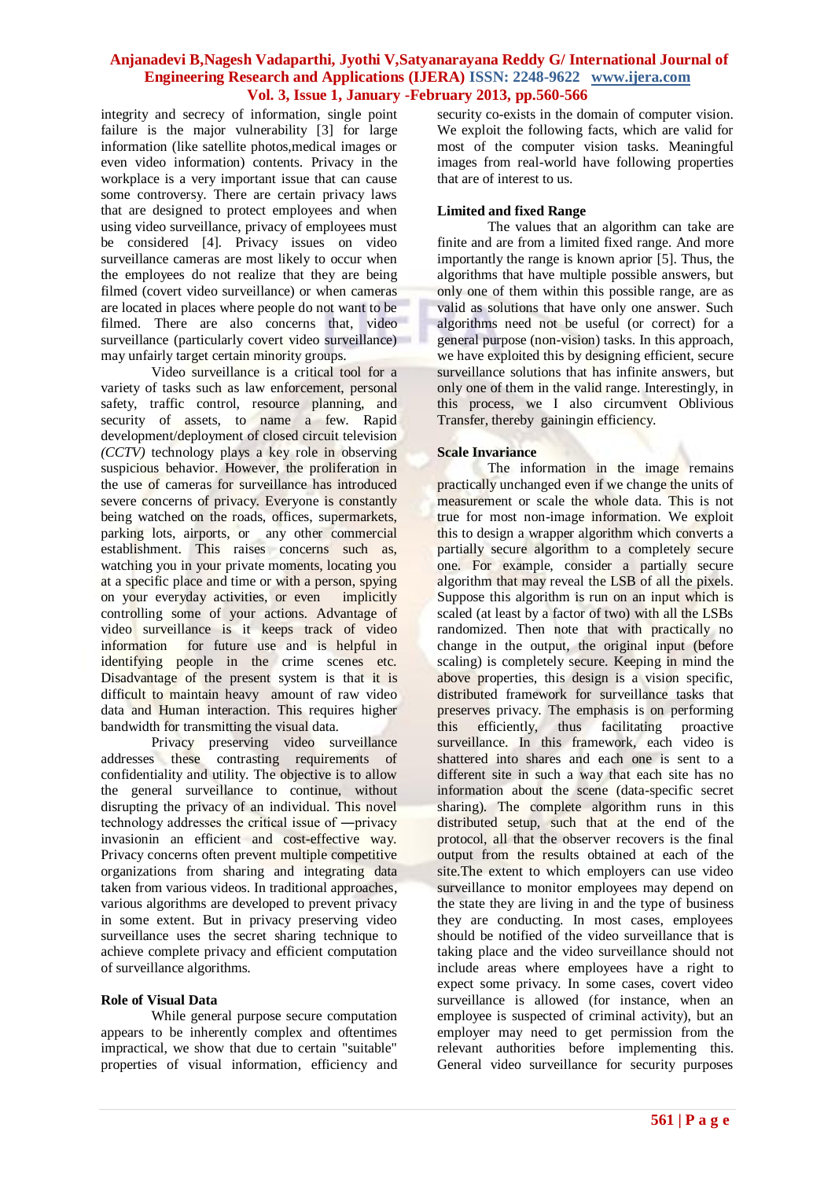integrity and secrecy of information, single point failure is the major vulnerability [3] for large information (like satellite photos,medical images or even video information) contents. Privacy in the workplace is a very important issue that can cause some controversy. There are certain privacy laws that are designed to protect employees and when using video surveillance, privacy of employees must be considered [4]. Privacy issues on video surveillance cameras are most likely to occur when the employees do not realize that they are being filmed (covert video surveillance) or when cameras are located in places where people do not want to be filmed. There are also concerns that, video surveillance (particularly covert video surveillance) may unfairly target certain minority groups.

Video surveillance is a critical tool for a variety of tasks such as law enforcement, personal safety, traffic control, resource planning, and security of assets, to name a few. Rapid development/deployment of closed circuit television *(CCTV)* technology plays a key role in observing suspicious behavior. However, the proliferation in the use of cameras for surveillance has introduced severe concerns of privacy. Everyone is constantly being watched on the roads, offices, supermarkets, parking lots, airports, or any other commercial establishment. This raises concerns such as, watching you in your private moments, locating you at a specific place and time or with a person, spying on your everyday activities, or even implicitly controlling some of your actions. Advantage of video surveillance is it keeps track of video information for future use and is helpful in identifying people in the crime scenes etc. Disadvantage of the present system is that it is difficult to maintain heavy amount of raw video data and Human interaction. This requires higher bandwidth for transmitting the visual data.

Privacy preserving video surveillance addresses these contrasting requirements of confidentiality and utility. The objective is to allow the general surveillance to continue, without disrupting the privacy of an individual. This novel technology addresses the critical issue of ―privacy invasionin an efficient and cost-effective way. Privacy concerns often prevent multiple competitive organizations from sharing and integrating data taken from various videos. In traditional approaches, various algorithms are developed to prevent privacy in some extent. But in privacy preserving video surveillance uses the secret sharing technique to achieve complete privacy and efficient computation of surveillance algorithms.

**Role of Visual Data**

While general purpose secure computation appears to be inherently complex and oftentimes impractical, we show that due to certain "suitable" properties of visual information, efficiency and security co-exists in the domain of computer vision. We exploit the following facts, which are valid for most of the computer vision tasks. Meaningful images from real-world have following properties that are of interest to us.

**Limited and fixed Range**

The values that an algorithm can take are finite and are from a limited fixed range. And more importantly the range is known aprior [5]. Thus, the algorithms that have multiple possible answers, but only one of them within this possible range, are as valid as solutions that have only one answer. Such algorithms need not be useful (or correct) for a general purpose (non-vision) tasks. In this approach, we have exploited this by designing efficient, secure surveillance solutions that has infinite answers, but only one of them in the valid range. Interestingly, in this process, we I also circumvent Oblivious Transfer, thereby gainingin efficiency.

**Scale Invariance**

The information in the image remains practically unchanged even if we change the units of measurement or scale the whole data. This is not true for most non-image information. We exploit this to design a wrapper algorithm which converts a partially secure algorithm to a completely secure one. For example, consider a partially secure algorithm that may reveal the LSB of all the pixels. Suppose this algorithm is run on an input which is scaled (at least by a factor of two) with all the LSBs randomized. Then note that with practically no change in the output, the original input (before scaling) is completely secure. Keeping in mind the above properties, this design is a vision specific, distributed framework for surveillance tasks that preserves privacy. The emphasis is on performing this efficiently, thus facilitating proactive surveillance. In this framework, each video is shattered into shares and each one is sent to a different site in such a way that each site has no information about the scene (data-specific secret sharing). The complete algorithm runs in this distributed setup, such that at the end of the protocol, all that the observer recovers is the final output from the results obtained at each of the site.The extent to which employers can use video surveillance to monitor employees may depend on the state they are living in and the type of business they are conducting. In most cases, employees should be notified of the video surveillance that is taking place and the video surveillance should not include areas where employees have a right to expect some privacy. In some cases, covert video surveillance is allowed (for instance, when an employee is suspected of criminal activity), but an employer may need to get permission from the relevant authorities before implementing this. General video surveillance for security purposes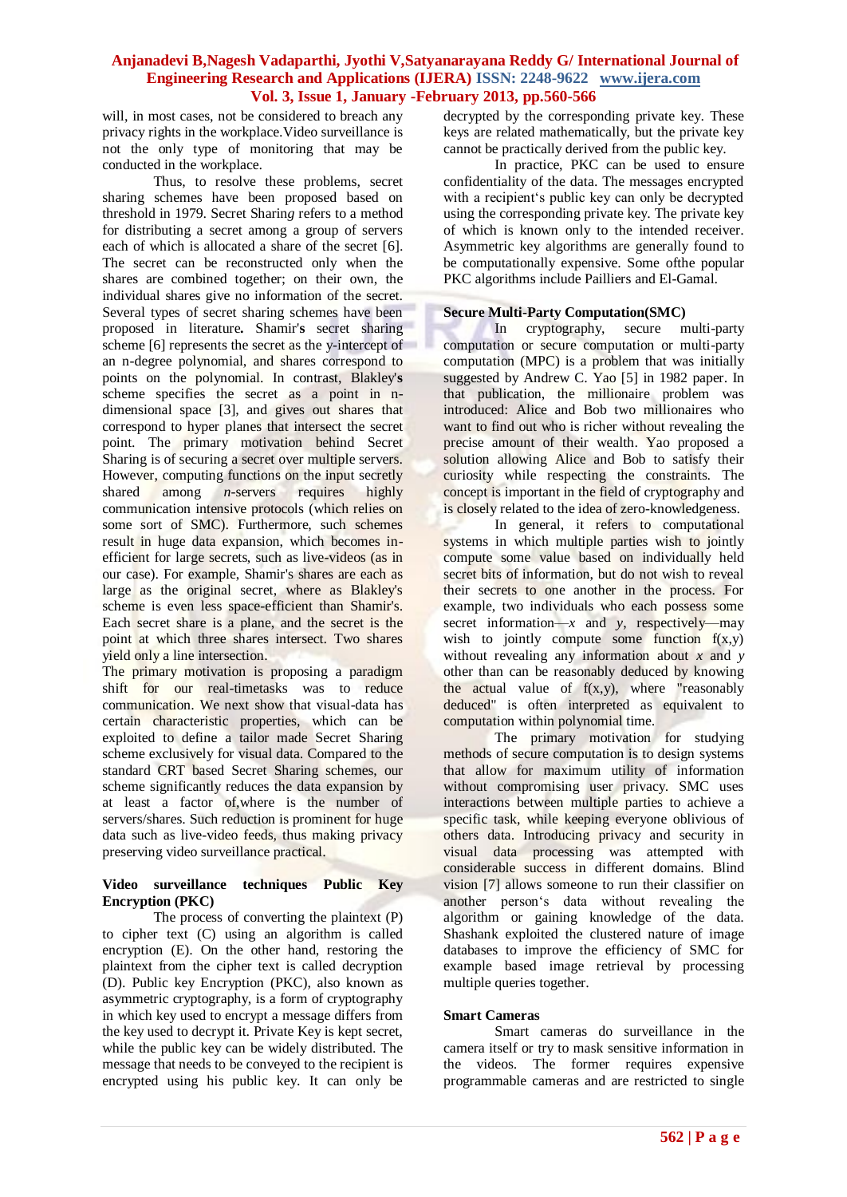will, in most cases, not be considered to breach any privacy rights in the workplace.Video surveillance is not the only type of monitoring that may be conducted in the workplace.

Thus, to resolve these problems, secret sharing schemes have been proposed based on threshold in 1979. Secret Sharing refers to a method for distributing a secret among a group of servers each of which is allocated a share of the secret [6]. The secret can be reconstructed only when the shares are combined together; on their own, the individual shares give no information of the secret. Several types of secret sharing schemes have been proposed in literature. Shamir's secret sharing scheme [6] represents the secret as the y-intercept of an n-degree polynomial, and shares correspond to points on the polynomial. In contrast, Blakley's scheme specifies the secret as a point in n-dimensional space [3], and gives out shares that correspond to hyper planes that intersect the secret point. The primary motivation behind Secret Sharing is of securing a secret over multiple servers. However, computing functions on the input secretly shared among *n*-servers requires highly communication intensive protocols (which relies on some sort of SMC). Furthermore, such schemes result in huge data expansion, which becomes in-efficient for large secrets, such as live-videos (as in our case). For example, Shamir's shares are each as large as the original secret, where as Blakley's scheme is even less space-efficient than Shamir's. Each secret share is a plane, and the secret is the point at which three shares intersect. Two shares yield only a line intersection.

The primary motivation is proposing a paradigm shift for our real-timetasks was to reduce communication. We next show that visual-data has certain characteristic properties, which can be exploited to define a tailor made Secret Sharing scheme exclusively for visual data. Compared to the standard CRT based Secret Sharing schemes, our scheme significantly reduces the data expansion by at least a factor of,where is the number of servers/shares. Such reduction is prominent for huge data such as live-video feeds, thus making privacy preserving video surveillance practical.

**Video surveillance techniques Public Key Encryption (PKC)**

The process of converting the plaintext (P) to cipher text (C) using an algorithm is called encryption (E). On the other hand, restoring the plaintext from the cipher text is called decryption (D). Public key Encryption (PKC), also known as asymmetric cryptography, is a form of cryptography in which key used to encrypt a message differs from the key used to decrypt it. Private Key is kept secret, while the public key can be widely distributed. The message that needs to be conveyed to the recipient is encrypted using his public key. It can only be decrypted by the corresponding private key. These keys are related mathematically, but the private key cannot be practically derived from the public key.

In practice, PKC can be used to ensure confidentiality of the data. The messages encrypted with a recipient's public key can only be decrypted using the corresponding private key. The private key of which is known only to the intended receiver. Asymmetric key algorithms are generally found to be computationally expensive. Some ofthe popular PKC algorithms include Pailliers and El-Gamal.

**Secure Multi-Party Computation(SMC)**

In cryptography, secure multi-party computation or secure computation or multi-party computation (MPC) is a problem that was initially suggested by Andrew C. Yao [5] in 1982 paper. In that publication, the millionaire problem was introduced: Alice and Bob two millionaires who want to find out who is richer without revealing the precise amount of their wealth. Yao proposed a solution allowing Alice and Bob to satisfy their curiosity while respecting the constraints. The concept is important in the field of cryptography and is closely related to the idea of zero-knowledgeness.

In general, it refers to computational systems in which multiple parties wish to jointly compute some value based on individually held secret bits of information, but do not wish to reveal their secrets to one another in the process. For example, two individuals who each possess some secret information—$x$ and $y$, respectively—may wish to jointly compute some function $f(x,y)$ without revealing any information about $x$ and $y$ other than can be reasonably deduced by knowing the actual value of $f(x,y)$, where "reasonably deduced" is often interpreted as equivalent to computation within polynomial time.

The primary motivation for studying methods of secure computation is to design systems that allow for maximum utility of information without compromising user privacy. SMC uses interactions between multiple parties to achieve a specific task, while keeping everyone oblivious of others data. Introducing privacy and security in visual data processing was attempted with considerable success in different domains. Blind vision [7] allows someone to run their classifier on another person's data without revealing the algorithm or gaining knowledge of the data. Shashank exploited the clustered nature of image databases to improve the efficiency of SMC for example based image retrieval by processing multiple queries together.

**Smart Cameras**

Smart cameras do surveillance in the camera itself or try to mask sensitive information in the videos. The former requires expensive programmable cameras and are restricted to single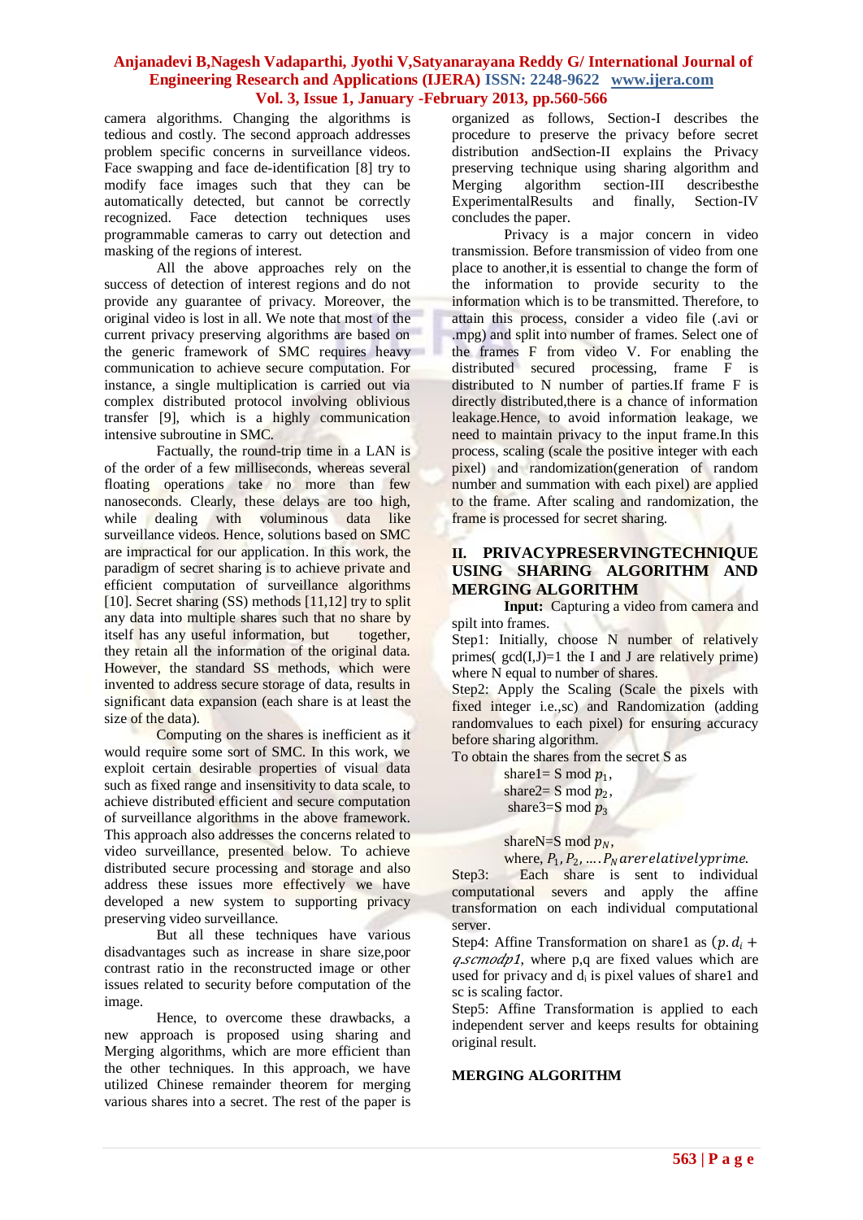camera algorithms. Changing the algorithms is tedious and costly. The second approach addresses problem specific concerns in surveillance videos. Face swapping and face de-identification [8] try to modify face images such that they can be automatically detected, but cannot be correctly recognized. Face detection techniques uses programmable cameras to carry out detection and masking of the regions of interest.

All the above approaches rely on the success of detection of interest regions and do not provide any guarantee of privacy. Moreover, the original video is lost in all. We note that most of the current privacy preserving algorithms are based on the generic framework of SMC requires heavy communication to achieve secure computation. For instance, a single multiplication is carried out via complex distributed protocol involving oblivious transfer [9], which is a highly communication intensive subroutine in SMC.

Factually, the round-trip time in a LAN is of the order of a few milliseconds, whereas several floating operations take no more than few nanoseconds. Clearly, these delays are too high, while dealing with voluminous data like surveillance videos. Hence, solutions based on SMC are impractical for our application. In this work, the paradigm of secret sharing is to achieve private and efficient computation of surveillance algorithms [10]. Secret sharing (SS) methods [11,12] try to split any data into multiple shares such that no share by itself has any useful information, but together, they retain all the information of the original data. However, the standard SS methods, which were invented to address secure storage of data, results in significant data expansion (each share is at least the size of the data).

Computing on the shares is inefficient as it would require some sort of SMC. In this work, we exploit certain desirable properties of visual data such as fixed range and insensitivity to data scale, to achieve distributed efficient and secure computation of surveillance algorithms in the above framework. This approach also addresses the concerns related to video surveillance, presented below. To achieve distributed secure processing and storage and also address these issues more effectively we have developed a new system to supporting privacy preserving video surveillance.

But all these techniques have various disadvantages such as increase in share size,poor contrast ratio in the reconstructed image or other issues related to security before computation of the image.

Hence, to overcome these drawbacks, a new approach is proposed using sharing and Merging algorithms, which are more efficient than the other techniques. In this approach, we have utilized Chinese remainder theorem for merging various shares into a secret. The rest of the paper is organized as follows, Section-I describes the procedure to preserve the privacy before secret distribution andSection-II explains the Privacy preserving technique using sharing algorithm and Merging algorithm section-III describesthe ExperimentalResults and finally, Section-IV concludes the paper.

Privacy is a major concern in video transmission. Before transmission of video from one place to another,it is essential to change the form of the information to provide security to the information which is to be transmitted. Therefore, to attain this process, consider a video file (.avi or .mpg) and split into number of frames. Select one of the frames F from video V. For enabling the distributed secured processing, frame F is distributed to N number of parties.If frame F is directly distributed,there is a chance of information leakage.Hence, to avoid information leakage, we need to maintain privacy to the input frame.In this process, scaling (scale the positive integer with each pixel) and randomization(generation of random number and summation with each pixel) are applied to the frame. After scaling and randomization, the frame is processed for secret sharing.

## II. PRIVACYPRESERVINGTECHNIQUE USING SHARING ALGORITHM AND MERGING ALGORITHM

**Input:** Capturing a video from camera and spilt into frames.

Step1: Initially, choose N number of relatively primes( gcd(I,J)=1 the I and J are relatively prime) where N equal to number of shares.

Step2: Apply the Scaling (Scale the pixels with fixed integer i.e.,sc) and Randomization (adding randomvalues to each pixel) for ensuring accuracy before sharing algorithm.

To obtain the shares from the secret S as

share1= S mod $p_1$,

share2= S mod $p_2$,

share3=S mod $p_3$

shareN=S mod $p_N$,

where, $P_1, P_2, \ldots . P_N$ $are relatively prime$.

Step3: Each share is sent to individual computational severs and apply the affine transformation on each individual computational server.

Step4: Affine Transformation on share1 as $(p.d_i + q.sc mod p1$, where p,q are fixed values which are used for privacy and $d_i$ is pixel values of share1 and sc is scaling factor.

Step5: Affine Transformation is applied to each independent server and keeps results for obtaining original result.

**MERGING ALGORITHM**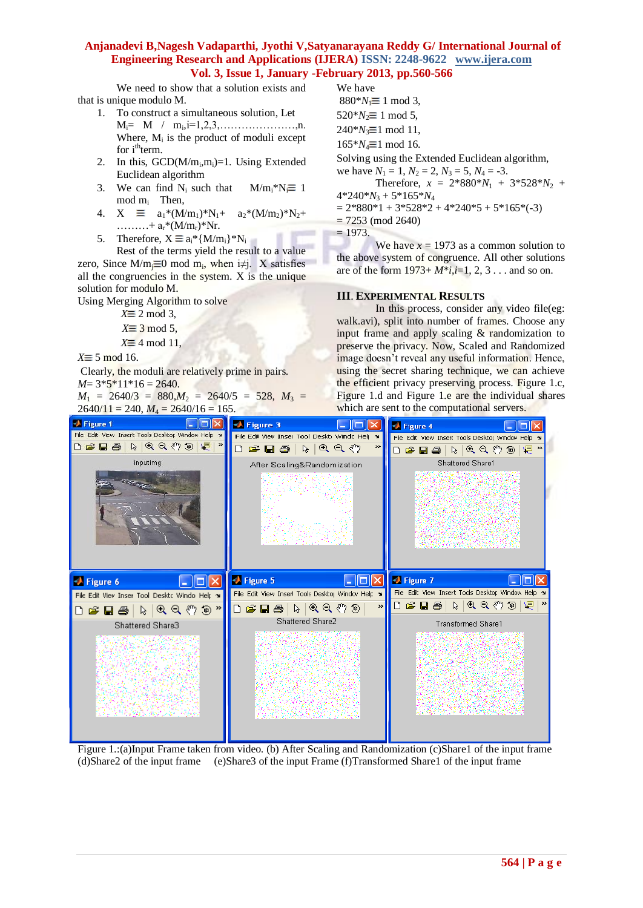We need to show that a solution exists and that is unique modulo M.

1. To construct a simultaneous solution, Let $M_i = M / m_i, i=1,2,3,\ldots\ldots\ldots\ldots\ldots\ldots,n$. Where, $M_i$ is the product of moduli except for $i^{th}$ term.
2. In this, $GCD(M/m_i,m_i)=1$. Using Extended Euclidean algorithm
3. We can find $N_i$ such that $M/m_i*N_i \equiv 1 \bmod m_i$ Then,
4. $X \equiv a_1*(M/m_1)*N_1 + a_2*(M/m_2)*N_2 + \ldots\ldots\ldots + a_r*(M/m_r)*N_r$.
5. Therefore, $X \equiv a_i*\{M/m_i\}*N_i$

Rest of the terms yield the result to a value zero, Since $M/m_j \equiv 0 \bmod m_i$, when $i\neq j$. X satisfies all the congruencies in the system. X is the unique solution for modulo M.

Using Merging Algorithm to solve

$X \equiv 2 \bmod 3,$

$X \equiv 3 \bmod 5,$

$X \equiv 4 \bmod 11,$

$X \equiv 5 \bmod 16.$

Clearly, the moduli are relatively prime in pairs.

$M = 3*5*11*16 = 2640.$

$M_1 = 2640/3 = 880, M_2 = 2640/5 = 528, M_3 = 2640/11 = 240, M_4 = 2640/16 = 165.$

We have

$880*N_1 \equiv 1 \bmod 3,$

$520*N_2 \equiv 1 \bmod 5,$

$240*N_3 \equiv 1 \bmod 11,$

$165*N_4 \equiv 1 \bmod 16.$

Solving using the Extended Euclidean algorithm, we have $N_1 = 1, N_2 = 2, N_3 = 5, N_4 = -3$.

Therefore, $x = 2*880*N_1 + 3*528*N_2 + 4*240*N_3 + 5*165*N_4$

$= 2*880*1 + 3*528*2 + 4*240*5 + 5*165*(-3)$

$= 7253 \pmod{2640}$

$= 1973.$

We have $x = 1973$ as a common solution to the above system of congruence. All other solutions are of the form $1973 + M*i, i=1, 2, 3 \ldots$ and so on.

## III. EXPERIMENTAL RESULTS

In this process, consider any video file(eg: walk.avi), split into number of frames. Choose any input frame and apply scaling & randomization to preserve the privacy. Now, Scaled and Randomized image doesn't reveal any useful information. Hence, using the secret sharing technique, we can achieve the efficient privacy preserving process. Figure 1.c, Figure 1.d and Figure 1.e are the individual shares which are sent to the computational servers.

Figure 1.:(a)Input Frame taken from video. (b) After Scaling and Randomization (c)Share1 of the input frame (d)Share2 of the input frame (e)Share3 of the input Frame (f)Transformed Share1 of the input frame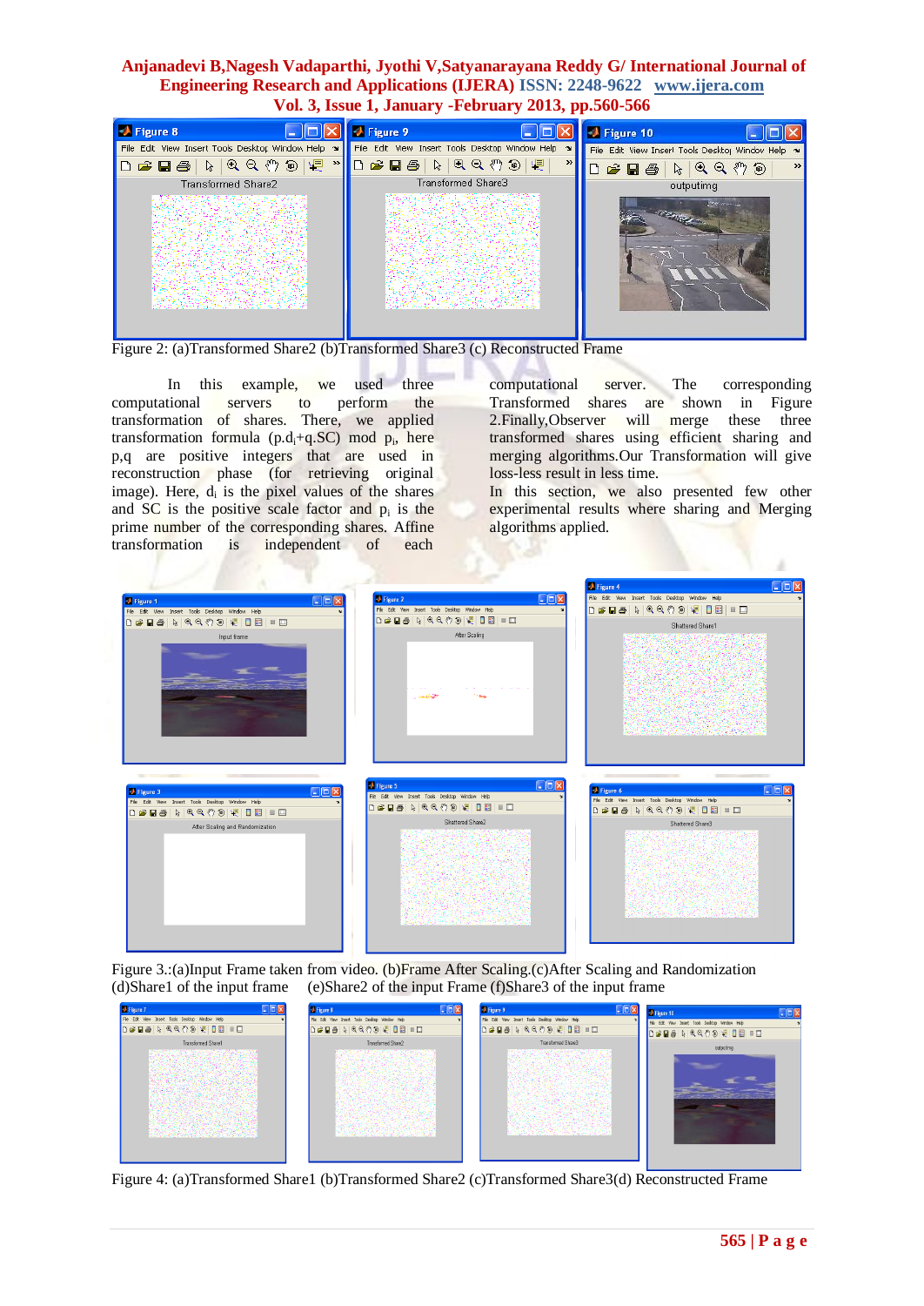Figure 2: (a)Transformed Share2 (b)Transformed Share3 (c) Reconstructed Frame

In this example, we used three computational servers to perform the transformation of shares. There, we applied transformation formula $(p.d_i+q.SC) \bmod p_i$, here p,q are positive integers that are used in reconstruction phase (for retrieving original image). Here, $d_i$ is the pixel values of the shares and SC is the positive scale factor and $p_i$ is the prime number of the corresponding shares. Affine transformation is independent of each computational server. The corresponding Transformed shares are shown in Figure 2.Finally,Observer will merge these three transformed shares using efficient sharing and merging algorithms.Our Transformation will give loss-less result in less time.

In this section, we also presented few other experimental results where sharing and Merging algorithms applied.

Figure 3.:(a)Input Frame taken from video. (b)Frame After Scaling.(c)After Scaling and Randomization (d)Share1 of the input frame (e)Share2 of the input Frame (f)Share3 of the input frame

Figure 4: (a)Transformed Share1 (b)Transformed Share2 (c)Transformed Share3(d) Reconstructed Frame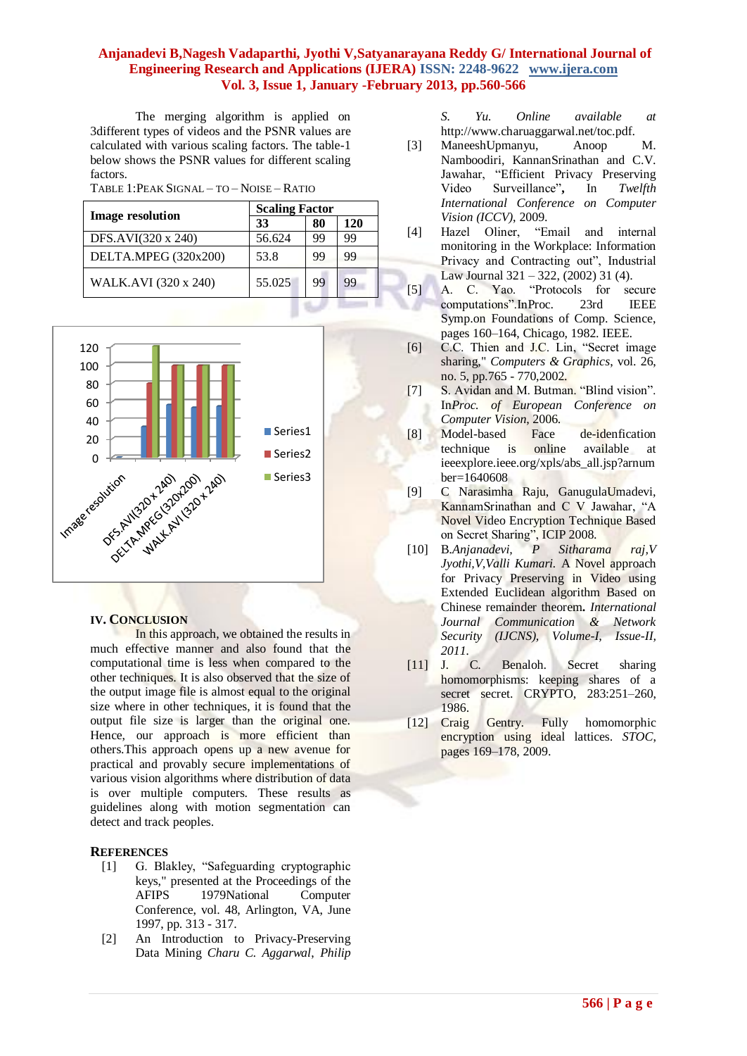The merging algorithm is applied on 3different types of videos and the PSNR values are calculated with various scaling factors. The table-1 below shows the PSNR values for different scaling factors.

TABLE 1:PEAK SIGNAL – TO – NOISE – RATIO

| Image resolution | Scaling Factor | | |
|---|---|---|---|
| | 33 | 80 | 120 |
| DFS.AVI(320 x 240) | 56.624 | 99 | 99 |
| DELTA.MPEG (320x200) | 53.8 | 99 | 99 |
| WALK.AVI (320 x 240) | 55.025 | 99 | 99 |

120
100
80
60
40
20
0

Image resolution
DFS.AVI(320 x 240)
DELTA.MPEG(320x200)
WALK.AVI(320 x 240)

Series1
Series2
Series3

## IV. CONCLUSION

In this approach, we obtained the results in much effective manner and also found that the computational time is less when compared to the other techniques. It is also observed that the size of the output image file is almost equal to the original size where in other techniques, it is found that the output file size is larger than the original one. Hence, our approach is more efficient than others.This approach opens up a new avenue for practical and provably secure implementations of various vision algorithms where distribution of data is over multiple computers. These results as guidelines along with motion segmentation can detect and track peoples.

## REFERENCES

[1] G. Blakley, "Safeguarding cryptographic keys," presented at the Proceedings of the AFIPS 1979National Computer Conference, vol. 48, Arlington, VA, June 1997, pp. 313 - 317.

[2] An Introduction to Privacy-Preserving Data Mining *Charu C. Aggarwal*, *Philip S. Yu. Online available at* http://www.charuaggarwal.net/toc.pdf.

[3] ManeeshUpmanyu, Anoop M. Namboodiri, KannanSrinathan and C.V. Jawahar, "Efficient Privacy Preserving Video Surveillance", In *Twelfth International Conference on Computer Vision (ICCV)*, 2009.

[4] Hazel Oliner, "Email and internal monitoring in the Workplace: Information Privacy and Contracting out", Industrial Law Journal 321 – 322, (2002) 31 (4).

[5] A. C. Yao. "Protocols for secure computations".InProc. 23rd IEEE Symp.on Foundations of Comp. Science, pages 160–164, Chicago, 1982. IEEE.

[6] C.C. Thien and J.C. Lin, "Secret image sharing," *Computers & Graphics*, vol. 26, no. 5, pp.765 - 770,2002.

[7] S. Avidan and M. Butman. "Blind vision". In*Proc. of European Conference on Computer Vision*, 2006.

[8] Model-based Face de-idenfication technique is online available at ieeexplore.ieee.org/xpls/abs_all.jsp?arnumber=1640608

[9] C Narasimha Raju, GanugulaUmadevi, KannamSrinathan and C V Jawahar, "A Novel Video Encryption Technique Based on Secret Sharing", ICIP 2008.

[10] B.*Anjanadevi, P Sitharama raj,V Jyothi,V,Valli Kumari.* A Novel approach for Privacy Preserving in Video using Extended Euclidean algorithm Based on Chinese remainder theorem**.** *International Journal Communication & Network Security (IJCNS), Volume-I, Issue-II, 2011.*

[11] J. C. Benaloh. Secret sharing homomorphisms: keeping shares of a secret secret. CRYPTO, 283:251–260, 1986.

[12] Craig Gentry. Fully homomorphic encryption using ideal lattices. *STOC*, pages 169–178, 2009.